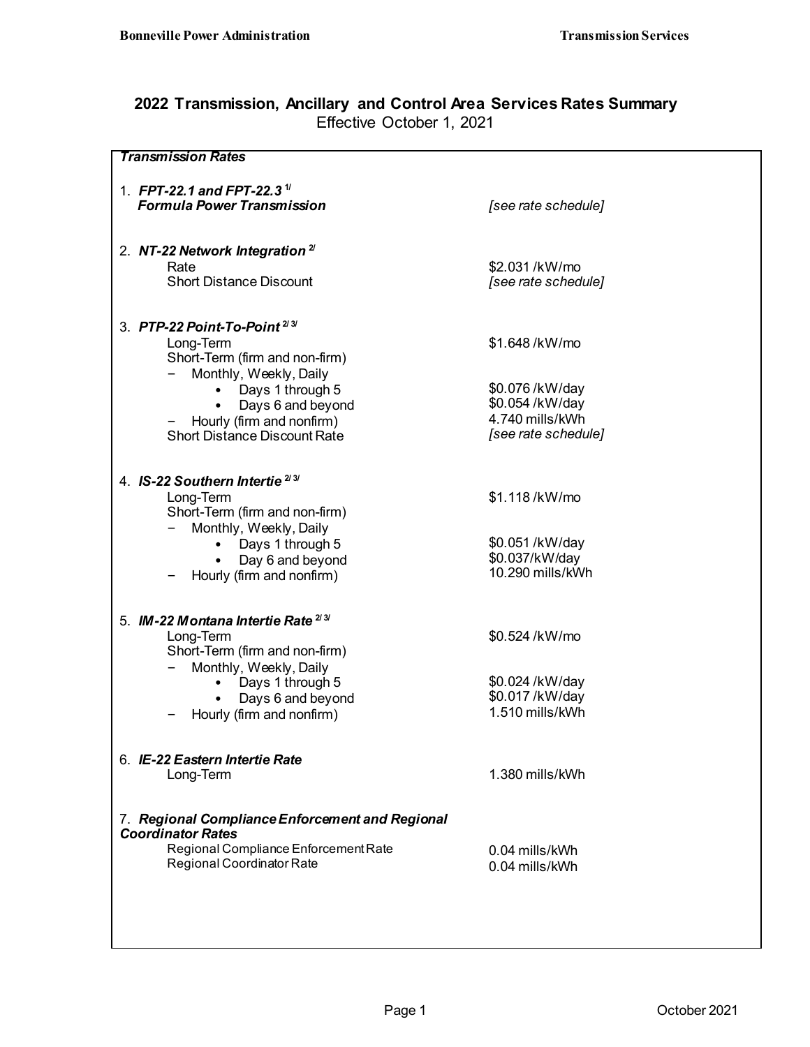# 2022 Transmission, Ancillary and Control Area Services Rates Summary

Effective October 1, 2021

| ***Transmission Rates*** | |
|---|---|
| 1. ***FPT-22.1 and FPT-22.3*** [1/] ***Formula Power Transmission*** | *[see rate schedule]* |
| | |
| 2. ***NT-22 Network Integration*** [2/] | |
| Rate | $2.031 /kW/mo |
| Short Distance Discount | *[see rate schedule]* |
| | |
| 3. ***PTP-22 Point-To-Point*** [2/ 3/] | |
| Long-Term | $1.648 /kW/mo |
| Short-Term (firm and non-firm) | |
| − Monthly, Weekly, Daily | |
| • Days 1 through 5 | $0.076 /kW/day |
| • Days 6 and beyond | $0.054 /kW/day |
| − Hourly (firm and nonfirm) | 4.740 mills/kWh |
| Short Distance Discount Rate | *[see rate schedule]* |
| | |
| 4. ***IS-22 Southern Intertie*** [2/ 3/] | |
| Long-Term | $1.118 /kW/mo |
| Short-Term (firm and non-firm) | |
| − Monthly, Weekly, Daily | |
| • Days 1 through 5 | $0.051 /kW/day |
| • Day 6 and beyond | $0.037/kW/day |
| − Hourly (firm and nonfirm) | 10.290 mills/kWh |
| | |
| 5. ***IM-22 Montana Intertie Rate*** [2/ 3/] | |
| Long-Term | $0.524 /kW/mo |
| Short-Term (firm and non-firm) | |
| − Monthly, Weekly, Daily | |
| • Days 1 through 5 | $0.024 /kW/day |
| • Days 6 and beyond | $0.017 /kW/day |
| − Hourly (firm and nonfirm) | 1.510 mills/kWh |
| | |
| 6. ***IE-22 Eastern Intertie Rate*** | |
| Long-Term | 1.380 mills/kWh |
| | |
| 7. ***Regional Compliance Enforcement and Regional Coordinator Rates*** | |
| Regional Compliance Enforcement Rate | 0.04 mills/kWh |
| Regional Coordinator Rate | 0.04 mills/kWh |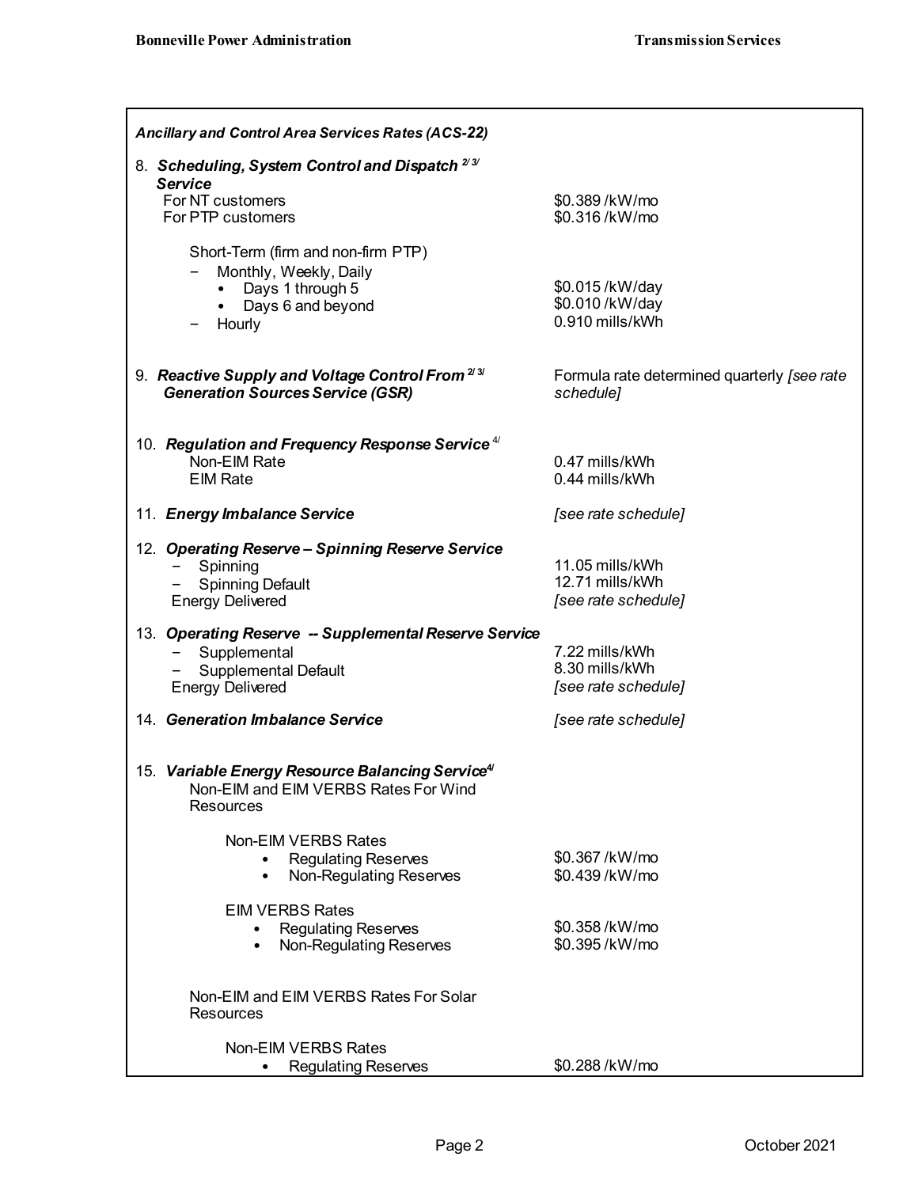| *Ancillary and Control Area Services Rates (ACS-22)* | |
|---|---|
| 8. ***Scheduling, System Control and Dispatch Service*** [2/ 3/] | |
| For NT customers | $0.389 /kW/mo |
| For PTP customers | $0.316 /kW/mo |
| Short-Term (firm and non-firm PTP) | |
| − Monthly, Weekly, Daily | |
| • Days 1 through 5 | $0.015 /kW/day |
| • Days 6 and beyond | $0.010 /kW/day |
| − Hourly | 0.910 mills/kWh |
| 9. ***Reactive Supply and Voltage Control From Generation Sources Service (GSR)*** [2/ 3/] | Formula rate determined quarterly *[see rate schedule]* |
| 10. ***Regulation and Frequency Response Service*** [4/] | |
| Non-EIM Rate | 0.47 mills/kWh |
| EIM Rate | 0.44 mills/kWh |
| 11. ***Energy Imbalance Service*** | *[see rate schedule]* |
| 12. ***Operating Reserve – Spinning Reserve Service*** | |
| − Spinning | 11.05 mills/kWh |
| − Spinning Default | 12.71 mills/kWh |
| Energy Delivered | *[see rate schedule]* |
| 13. ***Operating Reserve -- Supplemental Reserve Service*** | |
| − Supplemental | 7.22 mills/kWh |
| − Supplemental Default | 8.30 mills/kWh |
| Energy Delivered | *[see rate schedule]* |
| 14. ***Generation Imbalance Service*** | *[see rate schedule]* |
| 15. ***Variable Energy Resource Balancing Service*** [4/] | |
| Non-EIM and EIM VERBS Rates For Wind Resources | |
| Non-EIM VERBS Rates | |
| • Regulating Reserves | $0.367 /kW/mo |
| • Non-Regulating Reserves | $0.439 /kW/mo |
| EIM VERBS Rates | |
| • Regulating Reserves | $0.358 /kW/mo |
| • Non-Regulating Reserves | $0.395 /kW/mo |
| Non-EIM and EIM VERBS Rates For Solar Resources | |
| Non-EIM VERBS Rates | |
| • Regulating Reserves | $0.288 /kW/mo |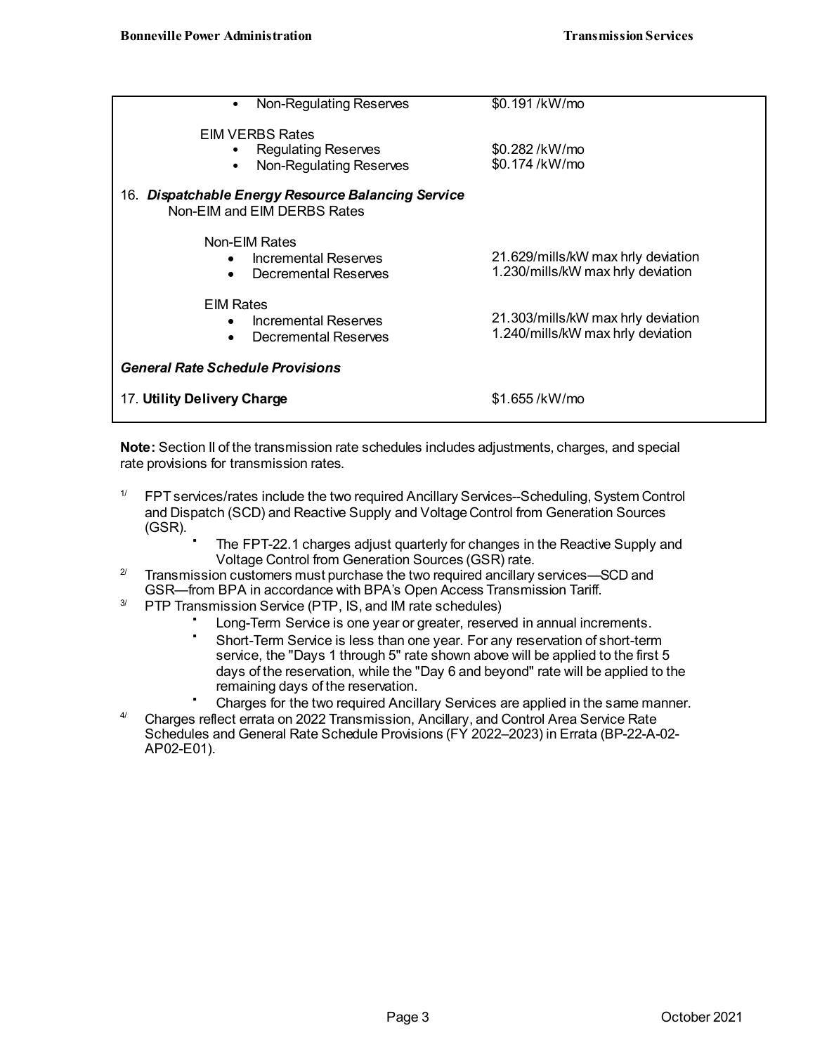| | |
|---|---|
| • Non-Regulating Reserves | $0.191 /kW/mo |
| EIM VERBS Rates | |
| • Regulating Reserves | $0.282 /kW/mo |
| • Non-Regulating Reserves | $0.174 /kW/mo |
| 16. ***Dispatchable Energy Resource Balancing Service*** Non-EIM and EIM DERBS Rates | |
| Non-EIM Rates | |
| • Incremental Reserves | 21.629/mills/kW max hrly deviation |
| • Decremental Reserves | 1.230/mills/kW max hrly deviation |
| EIM Rates | |
| • Incremental Reserves | 21.303/mills/kW max hrly deviation |
| • Decremental Reserves | 1.240/mills/kW max hrly deviation |
| ***General Rate Schedule Provisions*** | |
| 17. **Utility Delivery Charge** | $1.655 /kW/mo |

**Note:** Section II of the transmission rate schedules includes adjustments, charges, and special rate provisions for transmission rates.

[1/] FPT services/rates include the two required Ancillary Services--Scheduling, System Control and Dispatch (SCD) and Reactive Supply and Voltage Control from Generation Sources (GSR).

- The FPT-22.1 charges adjust quarterly for changes in the Reactive Supply and Voltage Control from Generation Sources (GSR) rate.

[2/] Transmission customers must purchase the two required ancillary services—SCD and GSR—from BPA in accordance with BPA's Open Access Transmission Tariff.

[3/] PTP Transmission Service (PTP, IS, and IM rate schedules)

- Long-Term Service is one year or greater, reserved in annual increments.
- Short-Term Service is less than one year. For any reservation of short-term service, the "Days 1 through 5" rate shown above will be applied to the first 5 days of the reservation, while the "Day 6 and beyond" rate will be applied to the remaining days of the reservation.
- Charges for the two required Ancillary Services are applied in the same manner.

[4/] Charges reflect errata on 2022 Transmission, Ancillary, and Control Area Service Rate Schedules and General Rate Schedule Provisions (FY 2022–2023) in Errata (BP-22-A-02-AP02-E01).